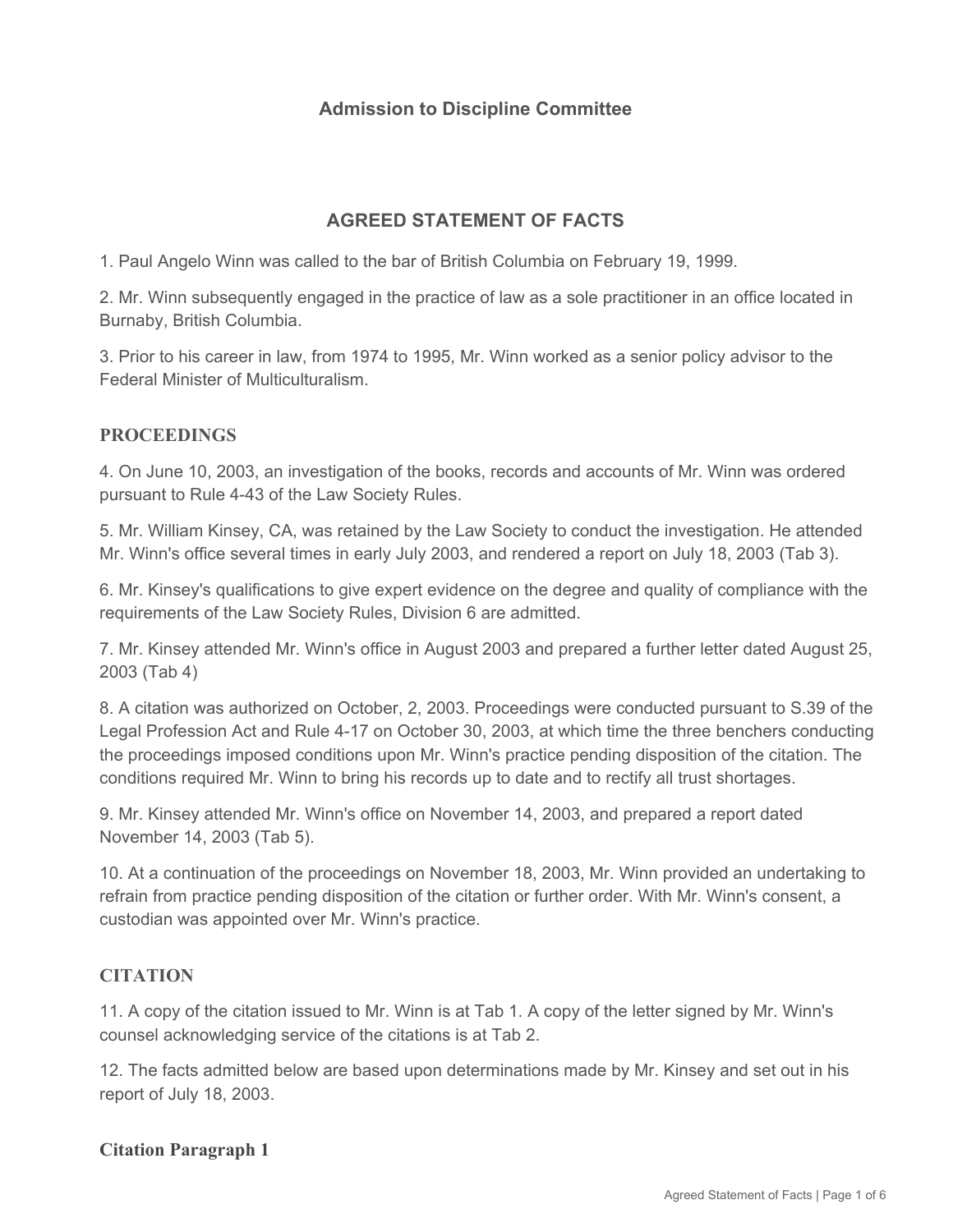## Admission to Discipline Committee

## AGREED STATEMENT OF FACTS

1. Paul Angelo Winn was called to the bar of British Columbia on February 19, 1999.

2. Mr. Winn subsequently engaged in the practice of law as a sole practitioner in an office located in Burnaby, British Columbia.

3. Prior to his career in law, from 1974 to 1995, Mr. Winn worked as a senior policy advisor to the Federal Minister of Multiculturalism.

### PROCEEDINGS

4. On June 10, 2003, an investigation of the books, records and accounts of Mr. Winn was ordered pursuant to Rule 4-43 of the Law Society Rules.

5. Mr. William Kinsey, CA, was retained by the Law Society to conduct the investigation. He attended Mr. Winn's office several times in early July 2003, and rendered a report on July 18, 2003 (Tab 3).

6. Mr. Kinsey's qualifications to give expert evidence on the degree and quality of compliance with the requirements of the Law Society Rules, Division 6 are admitted.

7. Mr. Kinsey attended Mr. Winn's office in August 2003 and prepared a further letter dated August 25, 2003 (Tab 4)

8. A citation was authorized on October, 2, 2003. Proceedings were conducted pursuant to S.39 of the Legal Profession Act and Rule 4-17 on October 30, 2003, at which time the three benchers conducting the proceedings imposed conditions upon Mr. Winn's practice pending disposition of the citation. The conditions required Mr. Winn to bring his records up to date and to rectify all trust shortages.

9. Mr. Kinsey attended Mr. Winn's office on November 14, 2003, and prepared a report dated November 14, 2003 (Tab 5).

10. At a continuation of the proceedings on November 18, 2003, Mr. Winn provided an undertaking to refrain from practice pending disposition of the citation or further order. With Mr. Winn's consent, a custodian was appointed over Mr. Winn's practice.

### CITATION

11. A copy of the citation issued to Mr. Winn is at Tab 1. A copy of the letter signed by Mr. Winn's counsel acknowledging service of the citations is at Tab 2.

12. The facts admitted below are based upon determinations made by Mr. Kinsey and set out in his report of July 18, 2003.

### Citation Paragraph 1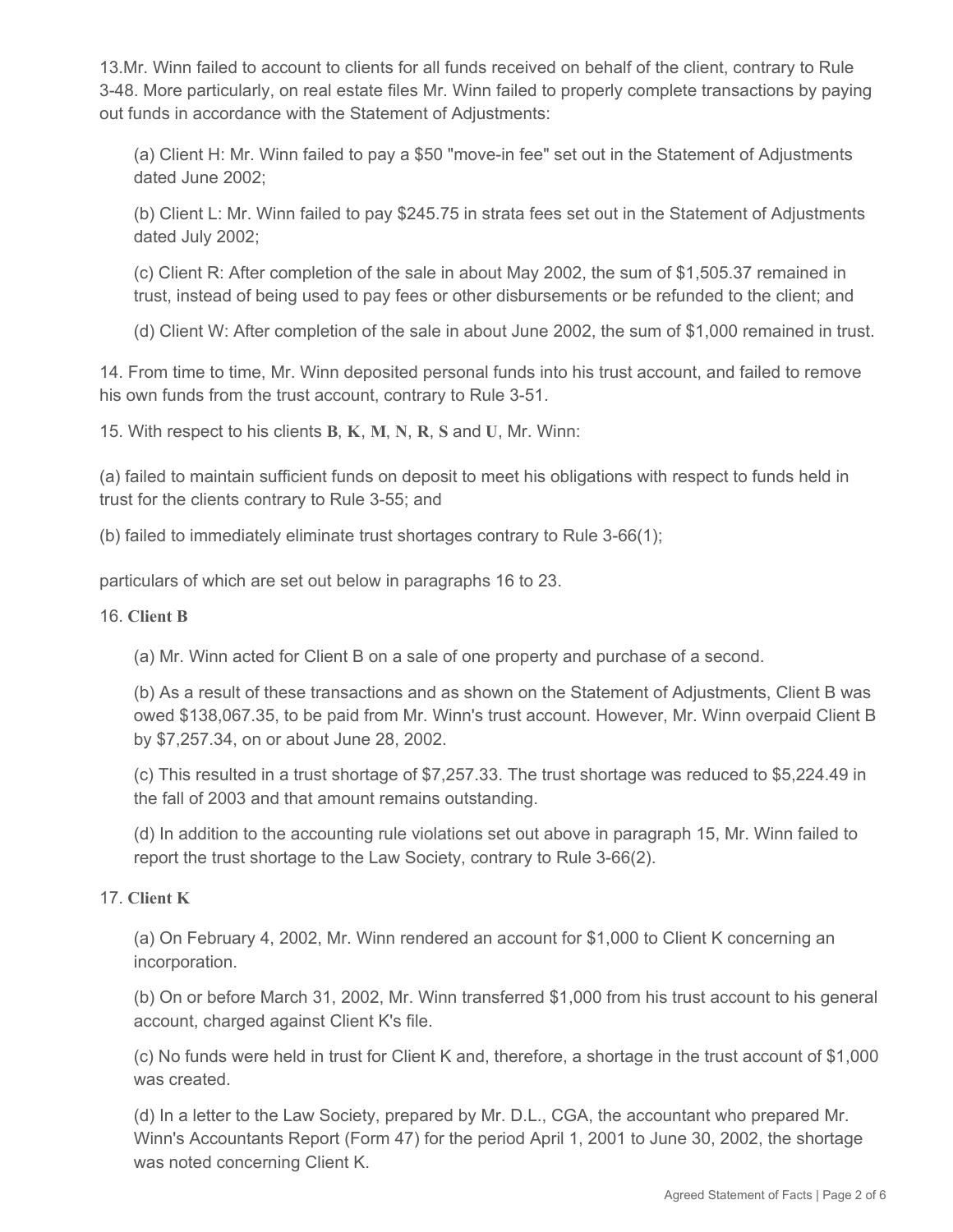13.Mr. Winn failed to account to clients for all funds received on behalf of the client, contrary to Rule 3-48. More particularly, on real estate files Mr. Winn failed to properly complete transactions by paying out funds in accordance with the Statement of Adjustments:

(a) Client H: Mr. Winn failed to pay a $50 "move-in fee" set out in the Statement of Adjustments dated June 2002;

(b) Client L: Mr. Winn failed to pay $245.75 in strata fees set out in the Statement of Adjustments dated July 2002;

(c) Client R: After completion of the sale in about May 2002, the sum of $1,505.37 remained in trust, instead of being used to pay fees or other disbursements or be refunded to the client; and

(d) Client W: After completion of the sale in about June 2002, the sum of $1,000 remained in trust.

14. From time to time, Mr. Winn deposited personal funds into his trust account, and failed to remove his own funds from the trust account, contrary to Rule 3-51.

15. With respect to his clients **B**, **K**, **M**, **N**, **R**, **S** and **U**, Mr. Winn:

(a) failed to maintain sufficient funds on deposit to meet his obligations with respect to funds held in trust for the clients contrary to Rule 3-55; and

(b) failed to immediately eliminate trust shortages contrary to Rule 3-66(1);

particulars of which are set out below in paragraphs 16 to 23.

16. **Client B**

(a) Mr. Winn acted for Client B on a sale of one property and purchase of a second.

(b) As a result of these transactions and as shown on the Statement of Adjustments, Client B was owed $138,067.35, to be paid from Mr. Winn's trust account. However, Mr. Winn overpaid Client B by $7,257.34, on or about June 28, 2002.

(c) This resulted in a trust shortage of $7,257.33. The trust shortage was reduced to $5,224.49 in the fall of 2003 and that amount remains outstanding.

(d) In addition to the accounting rule violations set out above in paragraph 15, Mr. Winn failed to report the trust shortage to the Law Society, contrary to Rule 3-66(2).

17. **Client K**

(a) On February 4, 2002, Mr. Winn rendered an account for $1,000 to Client K concerning an incorporation.

(b) On or before March 31, 2002, Mr. Winn transferred $1,000 from his trust account to his general account, charged against Client K's file.

(c) No funds were held in trust for Client K and, therefore, a shortage in the trust account of $1,000 was created.

(d) In a letter to the Law Society, prepared by Mr. D.L., CGA, the accountant who prepared Mr. Winn's Accountants Report (Form 47) for the period April 1, 2001 to June 30, 2002, the shortage was noted concerning Client K.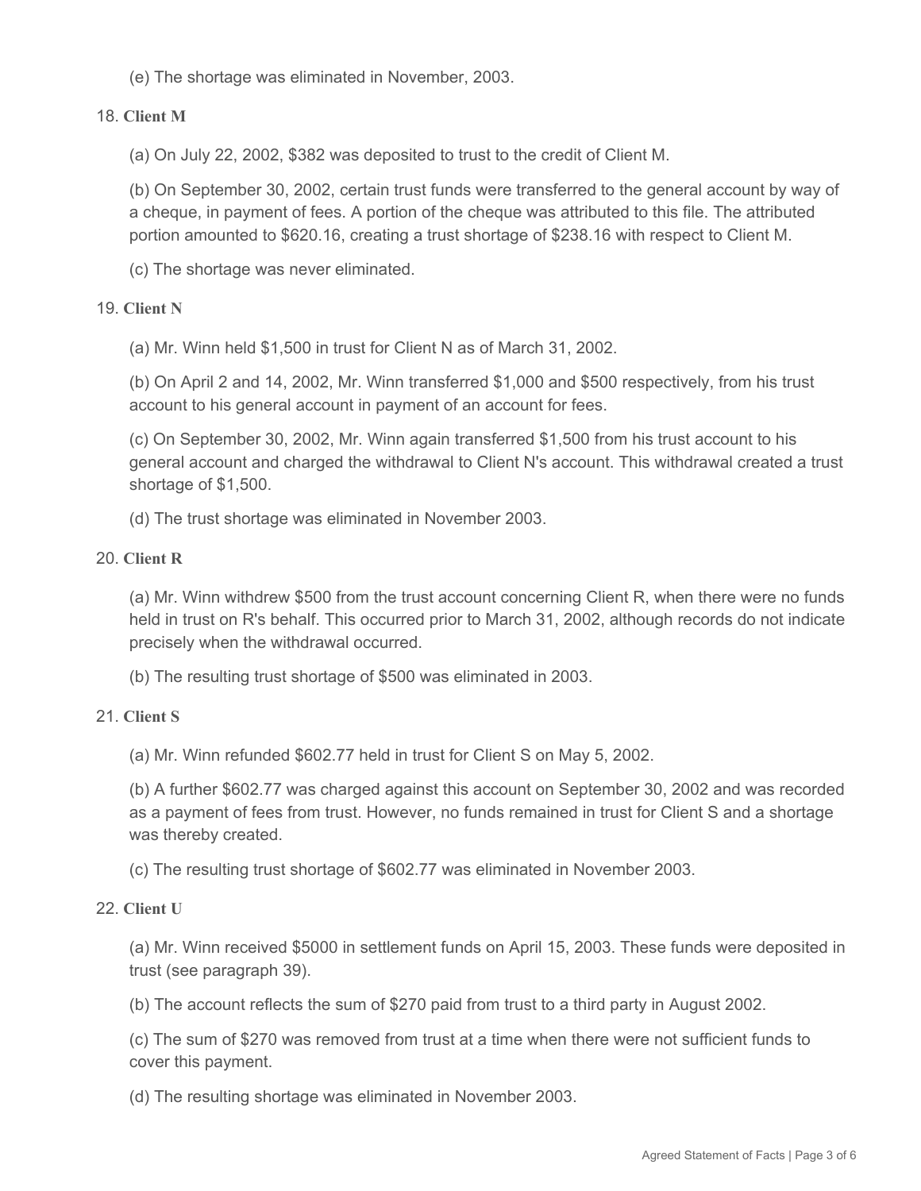(e) The shortage was eliminated in November, 2003.

18. **Client M**

(a) On July 22, 2002, $382 was deposited to trust to the credit of Client M.

(b) On September 30, 2002, certain trust funds were transferred to the general account by way of a cheque, in payment of fees. A portion of the cheque was attributed to this file. The attributed portion amounted to $620.16, creating a trust shortage of $238.16 with respect to Client M.

(c) The shortage was never eliminated.

19. **Client N**

(a) Mr. Winn held $1,500 in trust for Client N as of March 31, 2002.

(b) On April 2 and 14, 2002, Mr. Winn transferred $1,000 and $500 respectively, from his trust account to his general account in payment of an account for fees.

(c) On September 30, 2002, Mr. Winn again transferred $1,500 from his trust account to his general account and charged the withdrawal to Client N's account. This withdrawal created a trust shortage of $1,500.

(d) The trust shortage was eliminated in November 2003.

20. **Client R**

(a) Mr. Winn withdrew $500 from the trust account concerning Client R, when there were no funds held in trust on R's behalf. This occurred prior to March 31, 2002, although records do not indicate precisely when the withdrawal occurred.

(b) The resulting trust shortage of $500 was eliminated in 2003.

21. **Client S**

(a) Mr. Winn refunded $602.77 held in trust for Client S on May 5, 2002.

(b) A further $602.77 was charged against this account on September 30, 2002 and was recorded as a payment of fees from trust. However, no funds remained in trust for Client S and a shortage was thereby created.

(c) The resulting trust shortage of $602.77 was eliminated in November 2003.

22. **Client U**

(a) Mr. Winn received $5000 in settlement funds on April 15, 2003. These funds were deposited in trust (see paragraph 39).

(b) The account reflects the sum of $270 paid from trust to a third party in August 2002.

(c) The sum of $270 was removed from trust at a time when there were not sufficient funds to cover this payment.

(d) The resulting shortage was eliminated in November 2003.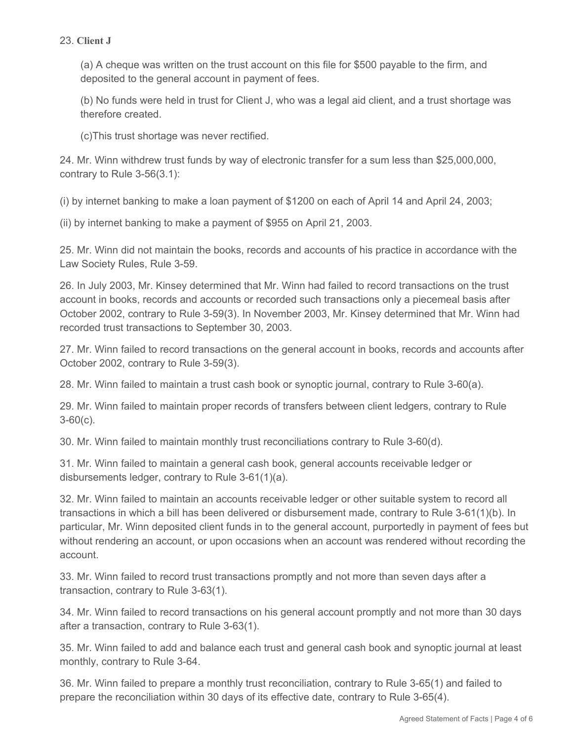23. **Client J**

(a) A cheque was written on the trust account on this file for $500 payable to the firm, and deposited to the general account in payment of fees.

(b) No funds were held in trust for Client J, who was a legal aid client, and a trust shortage was therefore created.

(c)This trust shortage was never rectified.

24. Mr. Winn withdrew trust funds by way of electronic transfer for a sum less than $25,000,000, contrary to Rule 3-56(3.1):

(i) by internet banking to make a loan payment of $1200 on each of April 14 and April 24, 2003;

(ii) by internet banking to make a payment of $955 on April 21, 2003.

25. Mr. Winn did not maintain the books, records and accounts of his practice in accordance with the Law Society Rules, Rule 3-59.

26. In July 2003, Mr. Kinsey determined that Mr. Winn had failed to record transactions on the trust account in books, records and accounts or recorded such transactions only a piecemeal basis after October 2002, contrary to Rule 3-59(3). In November 2003, Mr. Kinsey determined that Mr. Winn had recorded trust transactions to September 30, 2003.

27. Mr. Winn failed to record transactions on the general account in books, records and accounts after October 2002, contrary to Rule 3-59(3).

28. Mr. Winn failed to maintain a trust cash book or synoptic journal, contrary to Rule 3-60(a).

29. Mr. Winn failed to maintain proper records of transfers between client ledgers, contrary to Rule 3-60(c).

30. Mr. Winn failed to maintain monthly trust reconciliations contrary to Rule 3-60(d).

31. Mr. Winn failed to maintain a general cash book, general accounts receivable ledger or disbursements ledger, contrary to Rule 3-61(1)(a).

32. Mr. Winn failed to maintain an accounts receivable ledger or other suitable system to record all transactions in which a bill has been delivered or disbursement made, contrary to Rule 3-61(1)(b). In particular, Mr. Winn deposited client funds in to the general account, purportedly in payment of fees but without rendering an account, or upon occasions when an account was rendered without recording the account.

33. Mr. Winn failed to record trust transactions promptly and not more than seven days after a transaction, contrary to Rule 3-63(1).

34. Mr. Winn failed to record transactions on his general account promptly and not more than 30 days after a transaction, contrary to Rule 3-63(1).

35. Mr. Winn failed to add and balance each trust and general cash book and synoptic journal at least monthly, contrary to Rule 3-64.

36. Mr. Winn failed to prepare a monthly trust reconciliation, contrary to Rule 3-65(1) and failed to prepare the reconciliation within 30 days of its effective date, contrary to Rule 3-65(4).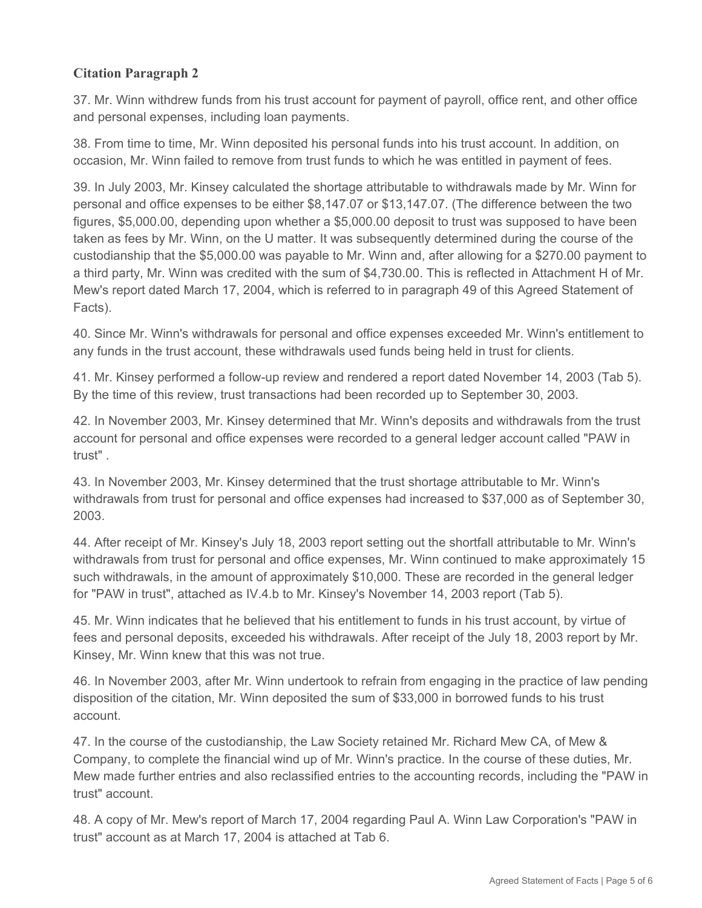## Citation Paragraph 2

37. Mr. Winn withdrew funds from his trust account for payment of payroll, office rent, and other office and personal expenses, including loan payments.

38. From time to time, Mr. Winn deposited his personal funds into his trust account. In addition, on occasion, Mr. Winn failed to remove from trust funds to which he was entitled in payment of fees.

39. In July 2003, Mr. Kinsey calculated the shortage attributable to withdrawals made by Mr. Winn for personal and office expenses to be either $8,147.07 or $13,147.07. (The difference between the two figures, $5,000.00, depending upon whether a $5,000.00 deposit to trust was supposed to have been taken as fees by Mr. Winn, on the U matter. It was subsequently determined during the course of the custodianship that the $5,000.00 was payable to Mr. Winn and, after allowing for a $270.00 payment to a third party, Mr. Winn was credited with the sum of $4,730.00. This is reflected in Attachment H of Mr. Mew's report dated March 17, 2004, which is referred to in paragraph 49 of this Agreed Statement of Facts).

40. Since Mr. Winn's withdrawals for personal and office expenses exceeded Mr. Winn's entitlement to any funds in the trust account, these withdrawals used funds being held in trust for clients.

41. Mr. Kinsey performed a follow-up review and rendered a report dated November 14, 2003 (Tab 5). By the time of this review, trust transactions had been recorded up to September 30, 2003.

42. In November 2003, Mr. Kinsey determined that Mr. Winn's deposits and withdrawals from the trust account for personal and office expenses were recorded to a general ledger account called "PAW in trust" .

43. In November 2003, Mr. Kinsey determined that the trust shortage attributable to Mr. Winn's withdrawals from trust for personal and office expenses had increased to $37,000 as of September 30, 2003.

44. After receipt of Mr. Kinsey's July 18, 2003 report setting out the shortfall attributable to Mr. Winn's withdrawals from trust for personal and office expenses, Mr. Winn continued to make approximately 15 such withdrawals, in the amount of approximately $10,000. These are recorded in the general ledger for "PAW in trust", attached as IV.4.b to Mr. Kinsey's November 14, 2003 report (Tab 5).

45. Mr. Winn indicates that he believed that his entitlement to funds in his trust account, by virtue of fees and personal deposits, exceeded his withdrawals. After receipt of the July 18, 2003 report by Mr. Kinsey, Mr. Winn knew that this was not true.

46. In November 2003, after Mr. Winn undertook to refrain from engaging in the practice of law pending disposition of the citation, Mr. Winn deposited the sum of $33,000 in borrowed funds to his trust account.

47. In the course of the custodianship, the Law Society retained Mr. Richard Mew CA, of Mew & Company, to complete the financial wind up of Mr. Winn's practice. In the course of these duties, Mr. Mew made further entries and also reclassified entries to the accounting records, including the "PAW in trust" account.

48. A copy of Mr. Mew's report of March 17, 2004 regarding Paul A. Winn Law Corporation's "PAW in trust" account as at March 17, 2004 is attached at Tab 6.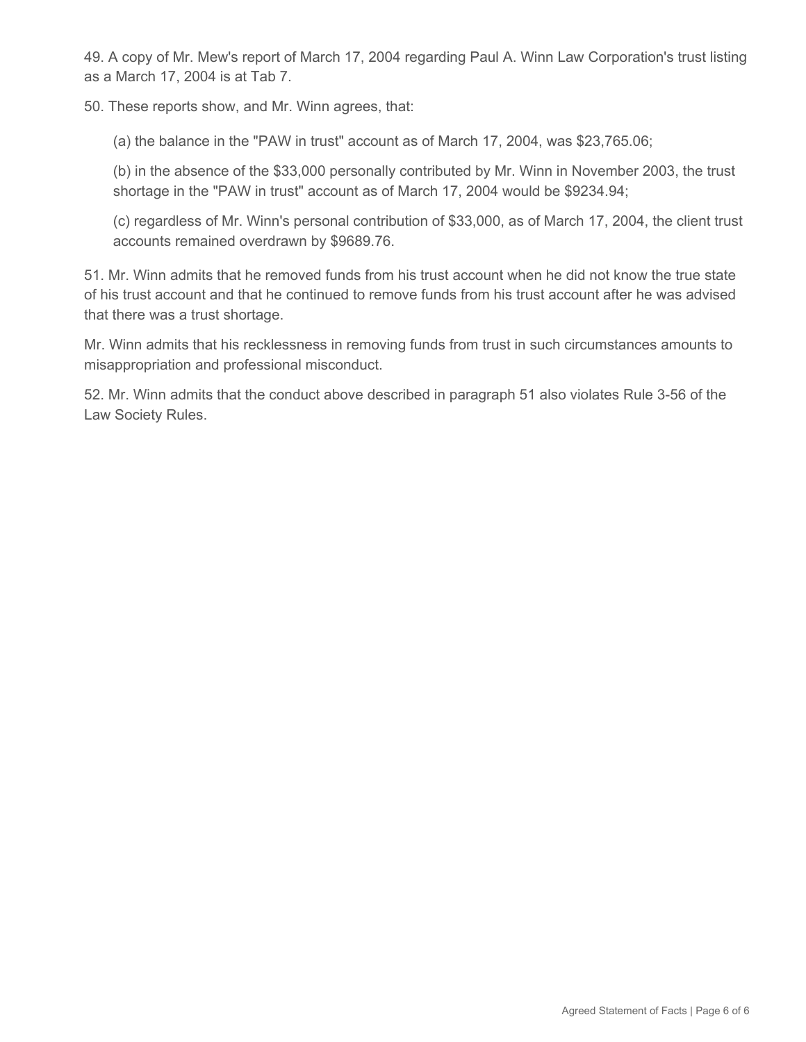49. A copy of Mr. Mew's report of March 17, 2004 regarding Paul A. Winn Law Corporation's trust listing as a March 17, 2004 is at Tab 7.

50. These reports show, and Mr. Winn agrees, that:

(a) the balance in the "PAW in trust" account as of March 17, 2004, was $23,765.06;

(b) in the absence of the $33,000 personally contributed by Mr. Winn in November 2003, the trust shortage in the "PAW in trust" account as of March 17, 2004 would be $9234.94;

(c) regardless of Mr. Winn's personal contribution of $33,000, as of March 17, 2004, the client trust accounts remained overdrawn by $9689.76.

51. Mr. Winn admits that he removed funds from his trust account when he did not know the true state of his trust account and that he continued to remove funds from his trust account after he was advised that there was a trust shortage.

Mr. Winn admits that his recklessness in removing funds from trust in such circumstances amounts to misappropriation and professional misconduct.

52. Mr. Winn admits that the conduct above described in paragraph 51 also violates Rule 3-56 of the Law Society Rules.